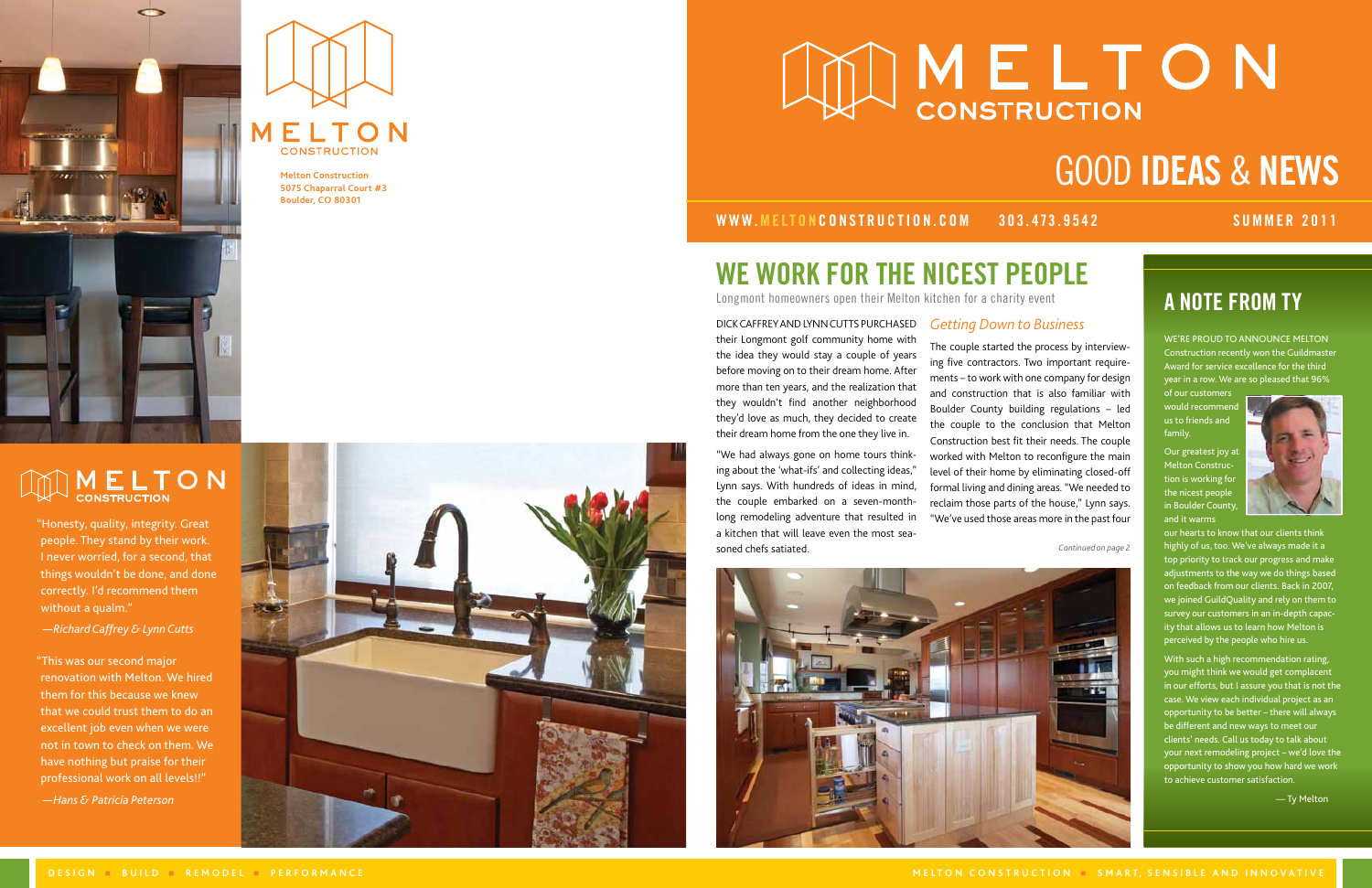# MELTON CONSTRUCTION

## GOOD IDEAS & NEWS

WWW.MELTONCONSTRUCTION.COM 303.473.9542 SUMMER 2011

Melton Construction
5075 Chaparral Court #3
Boulder, CO 80301

"Honesty, quality, integrity. Great people. They stand by their work. I never worried, for a second, that things wouldn't be done, and done correctly. I'd recommend them without a qualm."

*—Richard Caffrey & Lynn Cutts*

"This was our second major renovation with Melton. We hired them for this because we knew that we could trust them to do an excellent job even when we were not in town to check on them. We have nothing but praise for their professional work on all levels!!"

*—Hans & Patricia Peterson*

## WE WORK FOR THE NICEST PEOPLE

Longmont homeowners open their Melton kitchen for a charity event

DICK CAFFREY AND LYNN CUTTS PURCHASED their Longmont golf community home with the idea they would stay a couple of years before moving on to their dream home. After more than ten years, and the realization that they wouldn't find another neighborhood they'd love as much, they decided to create their dream home from the one they live in.

"We had always gone on home tours thinking about the 'what-ifs' and collecting ideas," Lynn says. With hundreds of ideas in mind, the couple embarked on a seven-month-long remodeling adventure that resulted in a kitchen that will leave even the most seasoned chefs satiated.

### *Getting Down to Business*

The couple started the process by interviewing five contractors. Two important requirements – to work with one company for design and construction that is also familiar with Boulder County building regulations – led the couple to the conclusion that Melton Construction best fit their needs. The couple worked with Melton to reconfigure the main level of their home by eliminating closed-off formal living and dining areas. "We needed to reclaim those parts of the house," Lynn says. "We've used those areas more in the past four

*Continued on page 2*

## A NOTE FROM TY

WE'RE PROUD TO ANNOUNCE MELTON Construction recently won the Guildmaster Award for service excellence for the third year in a row. We are so pleased that 96% of our customers would recommend us to friends and family.

Our greatest joy at Melton Construction is working for the nicest people in Boulder County, and it warms our hearts to know that our clients think highly of us, too. We've always made it a top priority to track our progress and make adjustments to the way we do things based on feedback from our clients. Back in 2007, we joined GuildQuality and rely on them to survey our customers in an in-depth capacity that allows us to learn how Melton is perceived by the people who hire us.

With such a high recommendation rating, you might think we would get complacent in our efforts, but I assure you that is not the case. We view each individual project as an opportunity to be better – there will always be different and new ways to meet our clients' needs. Call us today to talk about your next remodeling project – we'd love the opportunity to show you how hard we work to achieve customer satisfaction.

— Ty Melton

DESIGN ■ BUILD ■ REMODEL ■ PERFORMANCE

MELTON CONSTRUCTION ■ SMART, SENSIBLE AND INNOVATIVE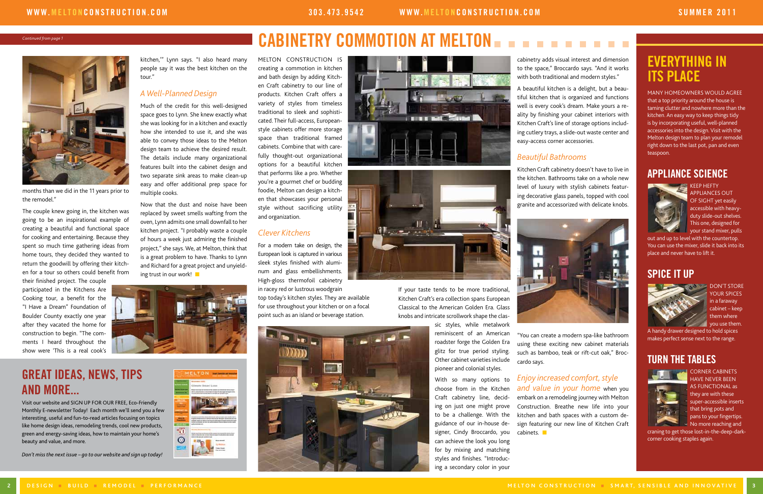*Continued from page 1*

months than we did in the 11 years prior to the remodel."

The couple knew going in, the kitchen was going to be an inspirational example of creating a beautiful and functional space for cooking and entertaining. Because they spent so much time gathering ideas from home tours, they decided they wanted to return the goodwill by offering their kitchen for a tour so others could benefit from their finished project. The couple participated in the Kitchens Are Cooking tour, a benefit for the "I Have a Dream" Foundation of Boulder County exactly one year after they vacated the home for construction to begin. "The comments I heard throughout the show were 'This is a real cook's kitchen,'" Lynn says. "I also heard many people say it was the best kitchen on the tour."

### *A Well-Planned Design*

Much of the credit for this well-designed space goes to Lynn. She knew exactly what she was looking for in a kitchen and exactly how she intended to use it, and she was able to convey those ideas to the Melton design team to achieve the desired result. The details include many organizational features built into the cabinet design and two separate sink areas to make clean-up easy and offer additional prep space for multiple cooks.

Now that the dust and noise have been replaced by sweet smells wafting from the oven, Lynn admits one small downfall to her kitchen project. "I probably waste a couple of hours a week just admiring the finished project," she says. We, at Melton, think that is a great problem to have. Thanks to Lynn and Richard for a great project and unyielding trust in our work!

## GREAT IDEAS, NEWS, TIPS AND MORE...

Visit our website and SIGN UP FOR OUR FREE, Eco-Friendly Monthly E-newsletter Today! Each month we'll send you a few interesting, useful and fun-to-read articles focusing on topics like home design ideas, remodeling trends, cool new products, green and energy-saving ideas, how to maintain your home's beauty and value, and more.

*Don't miss the next issue – go to our website and sign up today!*

# CABINETRY COMMOTION AT MELTON

MELTON CONSTRUCTION IS creating a commotion in kitchen and bath design by adding Kitchen Craft cabinetry to our line of products. Kitchen Craft offers a variety of styles from timeless traditional to sleek and sophisticated. Their full-access, European-style cabinets offer more storage space than traditional framed cabinets. Combine that with carefully thought-out organizational options for a beautiful kitchen that performs like a pro. Whether you're a gourmet chef or budding foodie, Melton can design a kitchen that showcases your personal style without sacrificing utility and organization.

### *Clever Kitchens*

For a modern take on design, the European look is captured in various sleek styles finished with aluminum and glass embellishments. High-gloss thermofoil cabinetry in racey red or lustrous woodgrain top today's kitchen styles. They are available for use throughout your kitchen or on a focal point such as an island or beverage station.

If your taste tends to be more traditional, Kitchen Craft's era collection spans European Classical to the American Golden Era. Glass knobs and intricate scrollwork shape the classic styles, while metalwork reminiscent of an American roadster forge the Golden Era glitz for true period styling. Other cabinet varieties include pioneer and colonial styles.

With so many options to choose from in the Kitchen Craft cabinetry line, deciding on just one might prove to be a challenge. With the guidance of our in-house designer, Cindy Broccardo, you can achieve the look you long for by mixing and matching styles and finishes. "Introducing a secondary color in your cabinetry adds visual interest and dimension to the space," Broccardo says. "And it works with both traditional and modern styles."

A beautiful kitchen is a delight, but a beautiful kitchen that is organized and functions well is every cook's dream. Make yours a reality by finishing your cabinet interiors with Kitchen Craft's line of storage options including cutlery trays, a slide-out waste center and easy-access corner accessories.

### *Beautiful Bathrooms*

Kitchen Craft cabinetry doesn't have to live in the kitchen. Bathrooms take on a whole new level of luxury with stylish cabinets featuring decorative glass panels, topped with cool granite and accessorized with delicate knobs.

"You can create a modern spa-like bathroom using these exciting new cabinet materials such as bamboo, teak or rift-cut oak," Broccardo says.

*Enjoy increased comfort, style and value in your home* when you embark on a remodeling journey with Melton Construction. Breathe new life into your kitchen and bath spaces with a custom design featuring our new line of Kitchen Craft cabinets.

## EVERYTHING IN ITS PLACE

MANY HOMEOWNERS WOULD AGREE that a top priority around the house is taming clutter and nowhere more than the kitchen. An easy way to keep things tidy is by incorporating useful, well-planned accessories into the design. Visit with the Melton design team to plan your remodel right down to the last pot, pan and even teaspoon.

## APPLIANCE SCIENCE

KEEP HEFTY APPLIANCES OUT OF SIGHT yet easily accessible with heavy-duty slide-out shelves. This one, designed for your stand mixer, pulls out and up to level with the countertop. You can use the mixer, slide it back into its place and never have to lift it.

## SPICE IT UP

DON'T STORE YOUR SPICES in a faraway cabinet – keep them where you use them. A handy drawer designed to hold spices makes perfect sense next to the range.

## TURN THE TABLES

CORNER CABINETS HAVE NEVER BEEN AS FUNCTIONAL as they are with these super-accessible inserts that bring pots and pans to your fingertips. No more reaching and craning to get those lost-in-the-deep-dark-corner cooking staples again.